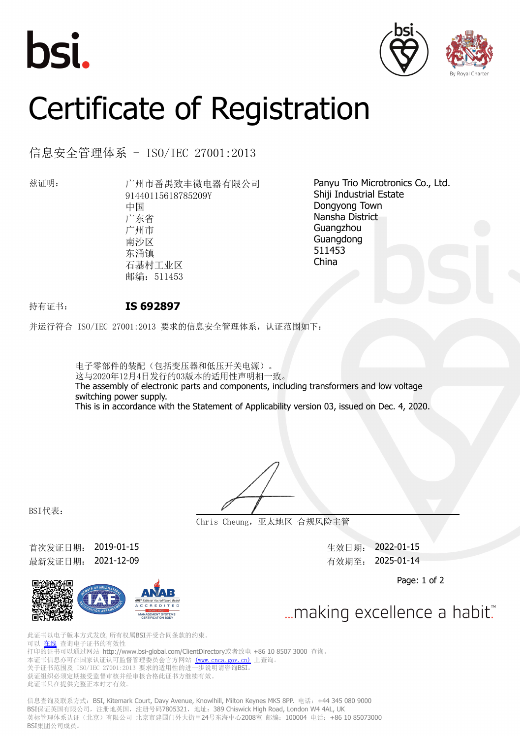bsi.

# Certificate of Registration

## 信息安全管理体系 - ISO/IEC 27001:2013

兹证明：

广州市番禺致丰微电器有限公司
91440115618785209Y
中国
广东省
广州市
南沙区
东涌镇
石基村工业区
邮编：511453

Panyu Trio Microtronics Co., Ltd.
Shiji Industrial Estate
Dongyong Town
Nansha District
Guangzhou
Guangdong
511453
China

持有证书： **IS 692897**

并运行符合 ISO/IEC 27001:2013 要求的信息安全管理体系，认证范围如下：

电子零部件的装配（包括变压器和低压开关电源）。
这与2020年12月4日发行的03版本的适用性声明相一致。
The assembly of electronic parts and components, including transformers and low voltage switching power supply.
This is in accordance with the Statement of Applicability version 03, issued on Dec. 4, 2020.

BSI代表：

Chris Cheung，亚太地区 合规风险主管

首次发证日期： 2019-01-15
最新发证日期： 2021-12-09

生效日期： 2022-01-15
有效期至： 2025-01-14

...making excellence a habit.™

此证书以电子版本方式发放，所有权属BSI并受合同条款的约束。
可以 在线 查询电子证书的有效性
打印的证书可以通过网站 http://www.bsi-global.com/ClientDirectory或者致电 +86 10 8507 3000 查询。
本证书信息亦可在国家认证认可监督管理委员会官方网站 (www.cnca.gov.cn) 上查询。
关于证书范围及 ISO/IEC 27001:2013 要求的适用性的进一步说明请咨询BSI。
获证组织必须定期接受监督审核并经审核合格此证书方继续有效。
此证书只在提供完整正本时才有效。

信息查询及联系方式：BSI, Kitemark Court, Davy Avenue, Knowlhill, Milton Keynes MK5 8PP. 电话：+44 345 080 9000
BSI保证英国有限公司，注册地英国，注册号码7805321，地址：389 Chiswick High Road, London W4 4AL, UK
英标管理体系认证（北京）有限公司 北京市建国门外大街甲24号东海中心2008室 邮编：100004 电话：+86 10 85073000
BSI集团公司成员。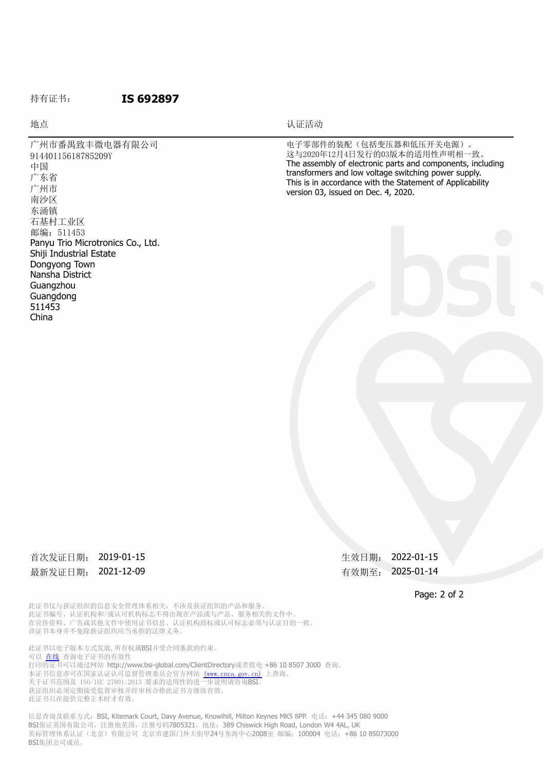持有证书： **IS 692897**

| 地点 | 认证活动 |
|---|---|
| 广州市番禺致丰微电器有限公司<br>91440115618785209Y<br>中国<br>广东省<br>广州市<br>南沙区<br>东涌镇<br>石基村工业区<br>邮编：511453<br>Panyu Trio Microtronics Co., Ltd.<br>Shiji Industrial Estate<br>Dongyong Town<br>Nansha District<br>Guangzhou<br>Guangdong<br>511453<br>China | 电子零部件的装配（包括变压器和低压开关电源）。<br>这与2020年12月4日发行的03版本的适用性声明相一致。<br>The assembly of electronic parts and components, including transformers and low voltage switching power supply.<br>This is in accordance with the Statement of Applicability version 03, issued on Dec. 4, 2020. |

首次发证日期： 2019-01-15

最新发证日期： 2021-12-09

生效日期： 2022-01-15

有效期至： 2025-01-14

此证书仅与获证组织的信息安全管理体系相关，不涉及获证组织的产品和服务。
此证书编号、认证机构和/或认可机构标志不得出现在产品或与产品、服务相关的文件中。
在宣传资料、广告或其他文件中使用证书信息、认证机构商标或认可标志必须与认证目的一致。
该证书本身并不免除获证组织应当承担的法律义务。

此证书以电子版本方式发放，所有权属BSI并受合同条款的约束。
可以 在线 查询电子证书的有效性
打印的证书可以通过网站 http://www.bsi-global.com/ClientDirectory或者致电 +86 10 8507 3000 查询。
本证书信息亦可在国家认证认可监督管理委员会官方网站（www.cnca.gov.cn）上查询。
关于证书范围及 ISO/IEC 27001:2013 要求的适用性的进一步说明请咨询BSI。
获证组织必须定期接受监督审核并经审核合格此证书方继续有效。
此证书只在提供完整正本时才有效。

信息查询及联系方式：BSI, Kitemark Court, Davy Avenue, Knowlhill, Milton Keynes MK5 8PP. 电话：+44 345 080 9000
BSI保证英国有限公司，注册地英国，注册号码7805321，地址：389 Chiswick High Road, London W4 4AL, UK
英标管理体系认证（北京）有限公司 北京市建国门外大街甲24号东海中心2008室 邮编：100004 电话：+86 10 85073000
BSI集团公司成员。